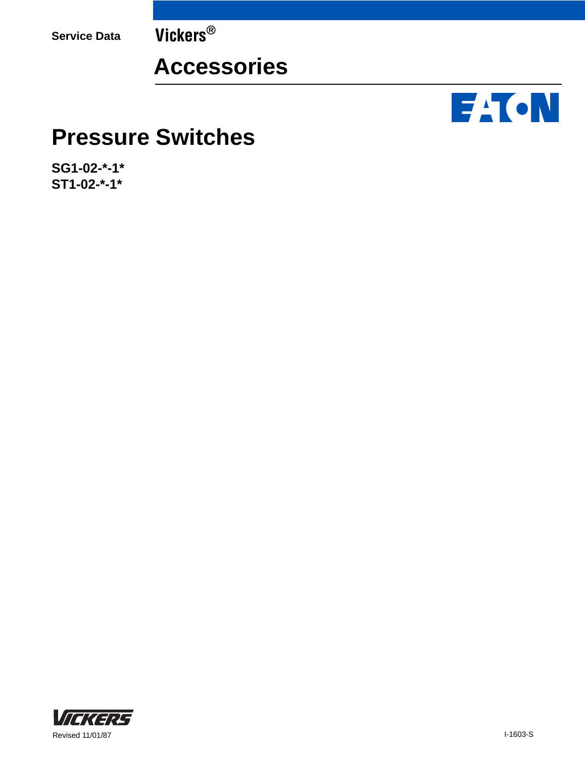Service Data

Vickers®

# Accessories

# Pressure Switches

**SG1-02-*-1***
**ST1-02-*-1***

Revised 11/01/87

I-1603-S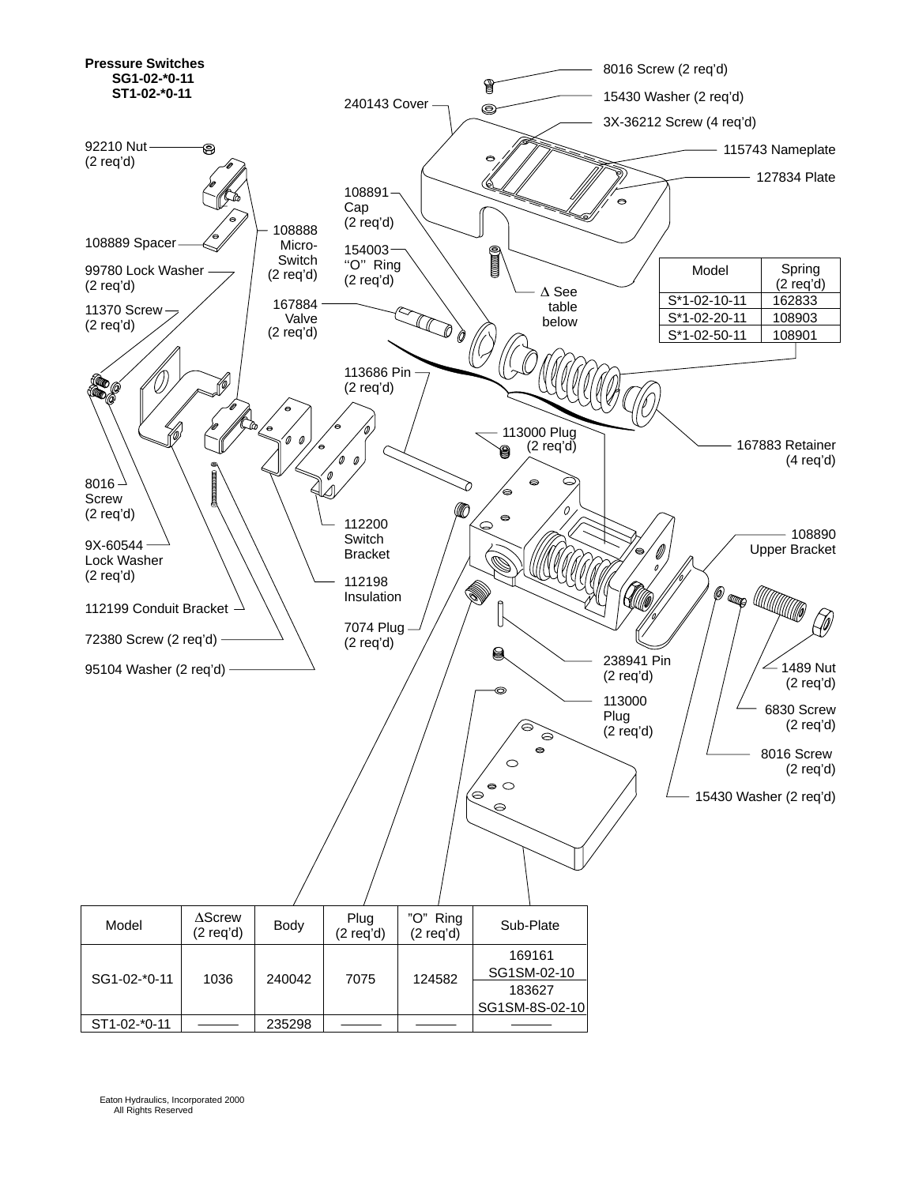**Pressure Switches**
**SG1-02-*0-11**
**ST1-02-*0-11**

8016 Screw (2 req'd)

15430 Washer (2 req'd)

240143 Cover

3X-36212 Screw (4 req'd)

92210 Nut (2 req'd)

115743 Nameplate

127834 Plate

108891 Cap (2 req'd)

108889 Spacer

108888 Micro-Switch (2 req'd)

154003 "O" Ring (2 req'd)

99780 Lock Washer (2 req'd)

Δ See table below

| Model | Spring (2 req'd) |
|---|---|
| S*1-02-10-11 | 162833 |
| S*1-02-20-11 | 108903 |
| S*1-02-50-11 | 108901 |

11370 Screw (2 req'd)

167884 Valve (2 req'd)

113686 Pin (2 req'd)

113000 Plug (2 req'd)

167883 Retainer (4 req'd)

8016 Screw (2 req'd)

108890 Upper Bracket

112200 Switch Bracket

9X-60544 Lock Washer (2 req'd)

112198 Insulation

112199 Conduit Bracket

7074 Plug (2 req'd)

72380 Screw (2 req'd)

238941 Pin (2 req'd)

1489 Nut (2 req'd)

95104 Washer (2 req'd)

113000 Plug (2 req'd)

6830 Screw (2 req'd)

8016 Screw (2 req'd)

15430 Washer (2 req'd)

| Model | ΔScrew (2 req'd) | Body | Plug (2 req'd) | "O" Ring (2 req'd) | Sub-Plate |
|---|---|---|---|---|---|
| SG1-02-*0-11 | 1036 | 240042 | 7075 | 124582 | 169161 SG1SM-02-10 |
| | | | | | 183627 SG1SM-8S-02-10 |
| ST1-02-*0-11 | ——— | 235298 | ——— | ——— | ——— |

Eaton Hydraulics, Incorporated 2000
All Rights Reserved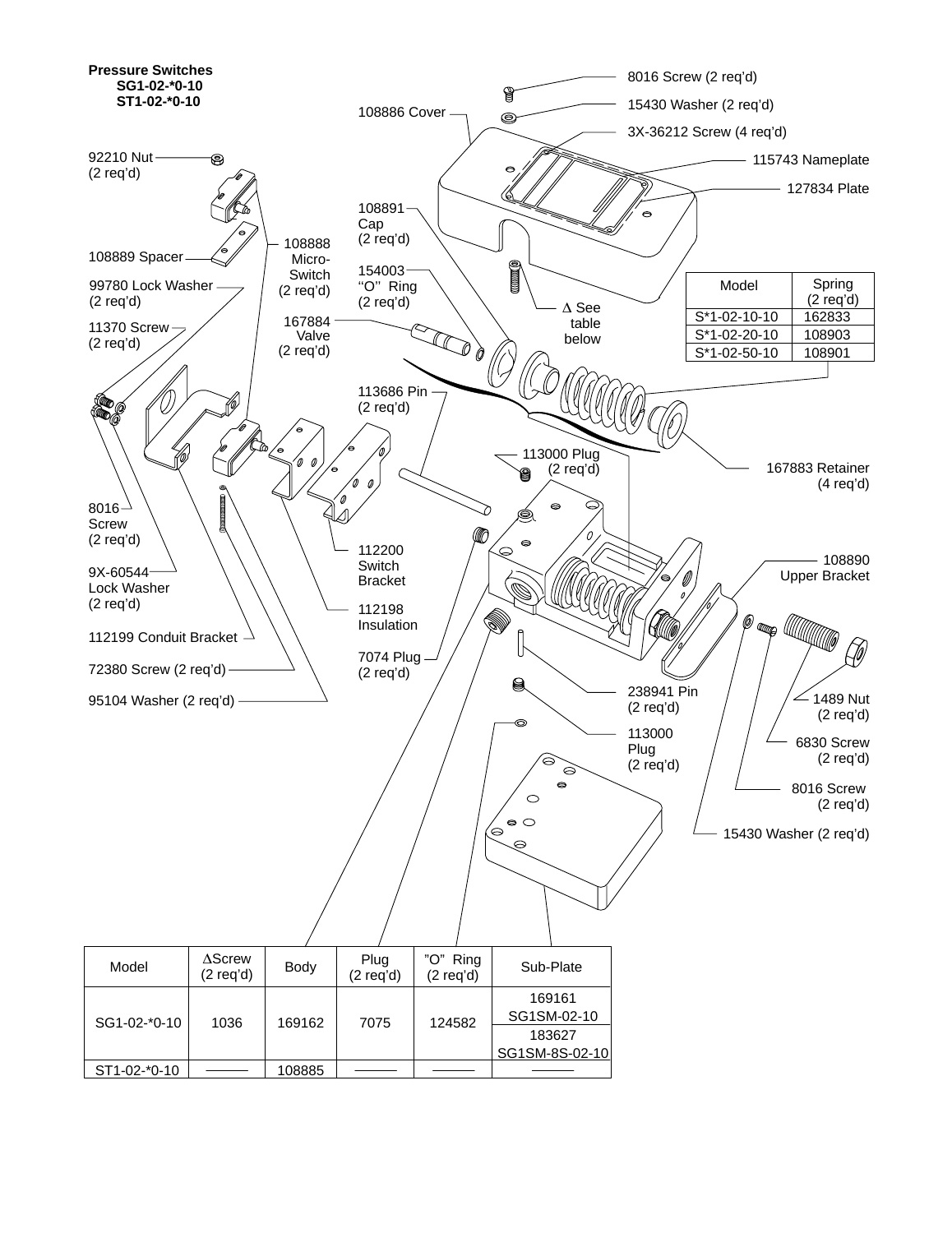**Pressure Switches**
**SG1-02-*0-10**
**ST1-02-*0-10**

8016 Screw (2 req'd)

15430 Washer (2 req'd)

108886 Cover

3X-36212 Screw (4 req'd)

115743 Nameplate

127834 Plate

92210 Nut (2 req'd)

108891 Cap (2 req'd)

108889 Spacer

108888 Micro-Switch (2 req'd)

154003 "O" Ring (2 req'd)

99780 Lock Washer (2 req'd)

Δ See table below

| Model | Spring (2 req'd) |
|---|---|
| S*1-02-10-10 | 162833 |
| S*1-02-20-10 | 108903 |
| S*1-02-50-10 | 108901 |

11370 Screw (2 req'd)

167884 Valve (2 req'd)

113686 Pin (2 req'd)

113000 Plug (2 req'd)

167883 Retainer (4 req'd)

8016 Screw (2 req'd)

112200 Switch Bracket

108890 Upper Bracket

9X-60544 Lock Washer (2 req'd)

112198 Insulation

112199 Conduit Bracket

7074 Plug (2 req'd)

72380 Screw (2 req'd)

238941 Pin (2 req'd)

95104 Washer (2 req'd)

1489 Nut (2 req'd)

113000 Plug (2 req'd)

6830 Screw (2 req'd)

8016 Screw (2 req'd)

15430 Washer (2 req'd)

| Model | ΔScrew (2 req'd) | Body | Plug (2 req'd) | "O" Ring (2 req'd) | Sub-Plate |
|---|---|---|---|---|---|
| SG1-02-*0-10 | 1036 | 169162 | 7075 | 124582 | 169161 SG1SM-02-10 |
| | | | | | 183627 SG1SM-8S-02-10 |
| ST1-02-*0-10 | ——— | 108885 | ——— | ——— | ——— |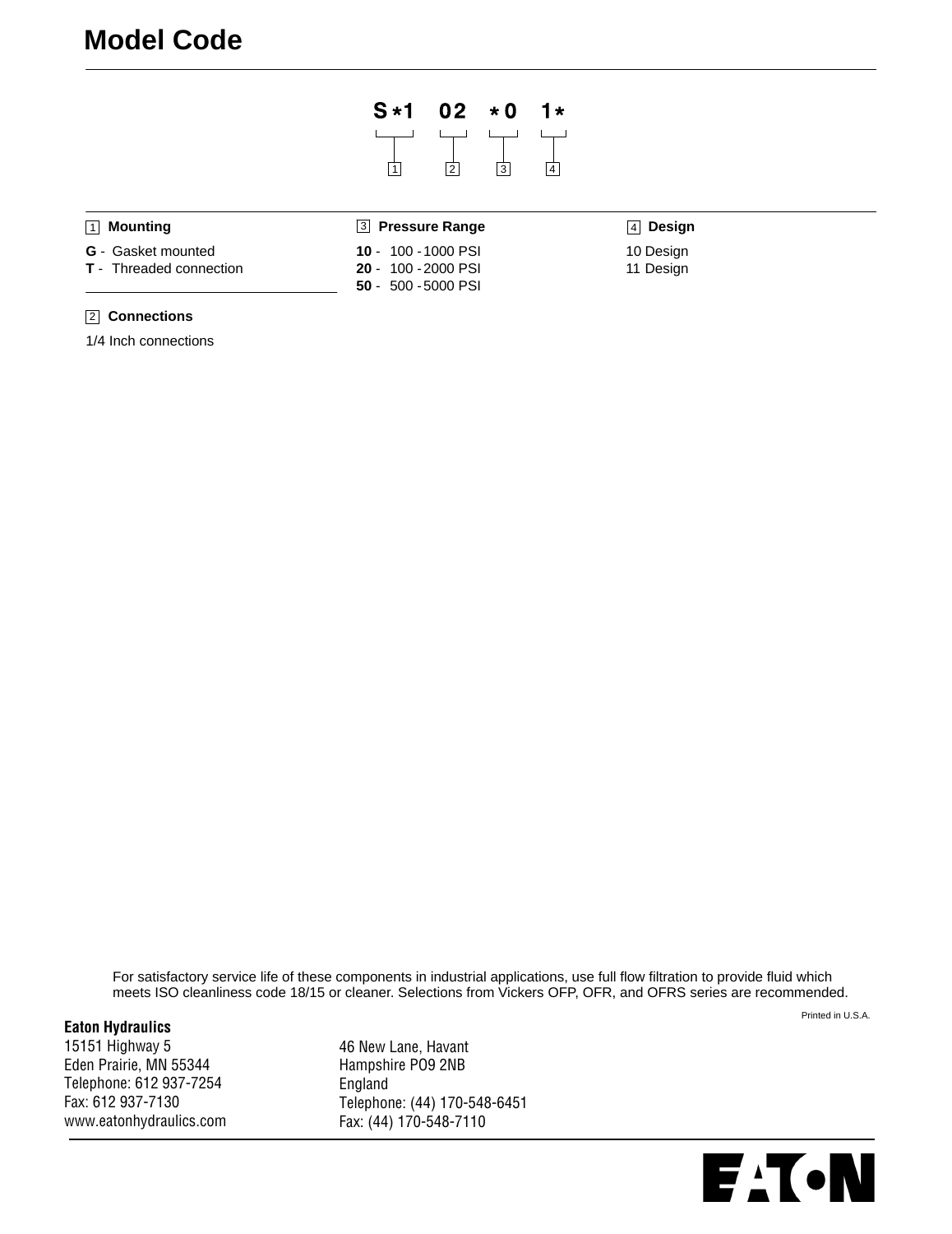# Model Code

**S*1 02 *0 1***

1 — S*1
2 — 02
3 — *0
4 — 1*

**1 Mounting**

**G** - Gasket mounted
**T** - Threaded connection

**2 Connections**

1/4 Inch connections

**3 Pressure Range**

**10** - 100 - 1000 PSI
**20** - 100 - 2000 PSI
**50** - 500 - 5000 PSI

**4 Design**

10 Design
11 Design

For satisfactory service life of these components in industrial applications, use full flow filtration to provide fluid which meets ISO cleanliness code 18/15 or cleaner. Selections from Vickers OFP, OFR, and OFRS series are recommended.

Printed in U.S.A.

**Eaton Hydraulics**
15151 Highway 5
Eden Prairie, MN 55344
Telephone: 612 937-7254
Fax: 612 937-7130
www.eatonhydraulics.com

46 New Lane, Havant
Hampshire PO9 2NB
England
Telephone: (44) 170-548-6451
Fax: (44) 170-548-7110

EATON